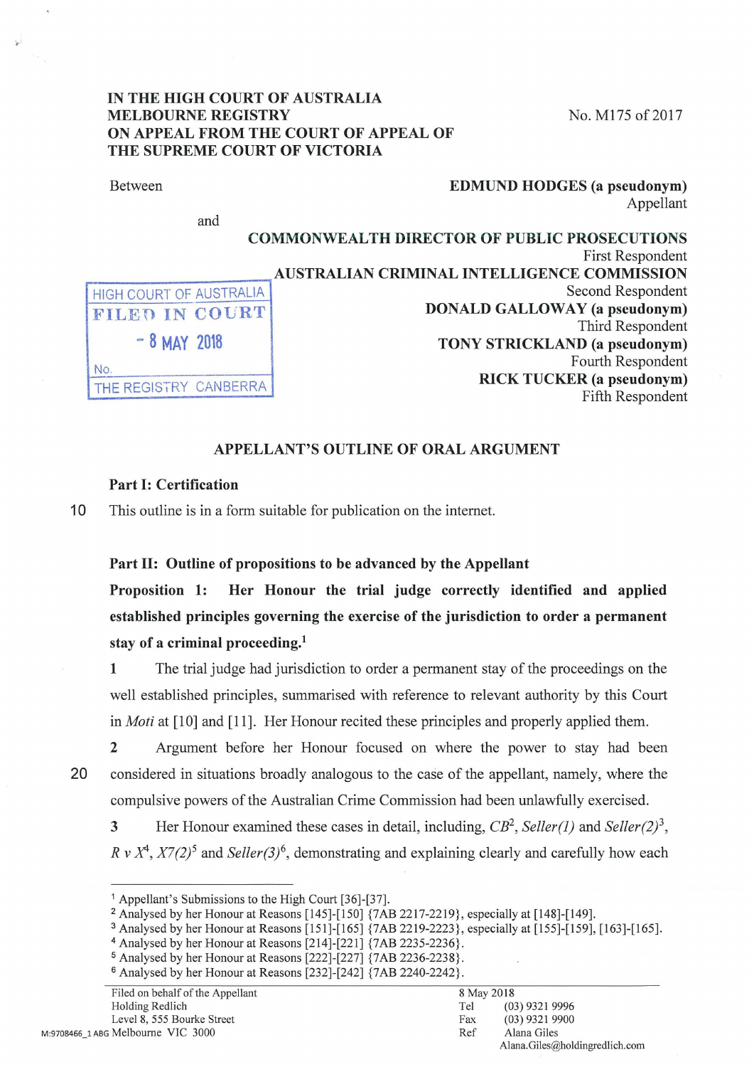IN THE HIGH COURT OF AUSTRALIA
MELBOURNE REGISTRY
ON APPEAL FROM THE COURT OF APPEAL OF
THE SUPREME COURT OF VICTORIA

No. M175 of 2017

Between

**EDMUND HODGES (a pseudonym)**
Appellant

and

**COMMONWEALTH DIRECTOR OF PUBLIC PROSECUTIONS**
First Respondent

**AUSTRALIAN CRIMINAL INTELLIGENCE COMMISSION**
Second Respondent

**DONALD GALLOWAY (a pseudonym)**
Third Respondent

**TONY STRICKLAND (a pseudonym)**
Fourth Respondent

**RICK TUCKER (a pseudonym)**
Fifth Respondent

HIGH COURT OF AUSTRALIA
FILED IN COURT
- 8 MAY 2018
No.
THE REGISTRY CANBERRA

## APPELLANT'S OUTLINE OF ORAL ARGUMENT

### Part I: Certification

This outline is in a form suitable for publication on the internet.

### Part II: Outline of propositions to be advanced by the Appellant

**Proposition 1: Her Honour the trial judge correctly identified and applied established principles governing the exercise of the jurisdiction to order a permanent stay of a criminal proceeding.**[1]

1 The trial judge had jurisdiction to order a permanent stay of the proceedings on the well established principles, summarised with reference to relevant authority by this Court in *Moti* at [10] and [11]. Her Honour recited these principles and properly applied them.

2 Argument before her Honour focused on where the power to stay had been considered in situations broadly analogous to the case of the appellant, namely, where the compulsive powers of the Australian Crime Commission had been unlawfully exercised.

3 Her Honour examined these cases in detail, including, *CB*[2], *Seller(1)* and *Seller(2)*[3], *R v X*[4], *X7(2)*[5] and *Seller(3)*[6], demonstrating and explaining clearly and carefully how each

---

[1] Appellant's Submissions to the High Court [36]-[37].
[2] Analysed by her Honour at Reasons [145]-[150] {7AB 2217-2219}, especially at [148]-[149].
[3] Analysed by her Honour at Reasons [151]-[165] {7AB 2219-2223}, especially at [155]-[159], [163]-[165].
[4] Analysed by her Honour at Reasons [214]-[221] {7AB 2235-2236}.
[5] Analysed by her Honour at Reasons [222]-[227] {7AB 2236-2238}.
[6] Analysed by her Honour at Reasons [232]-[242] {7AB 2240-2242}.

Filed on behalf of the Appellant
Holding Redlich
Level 8, 555 Bourke Street
Melbourne VIC 3000

8 May 2018
Tel (03) 9321 9996
Fax (03) 9321 9900
Ref Alana Giles
Alana.Giles@holdingredlich.com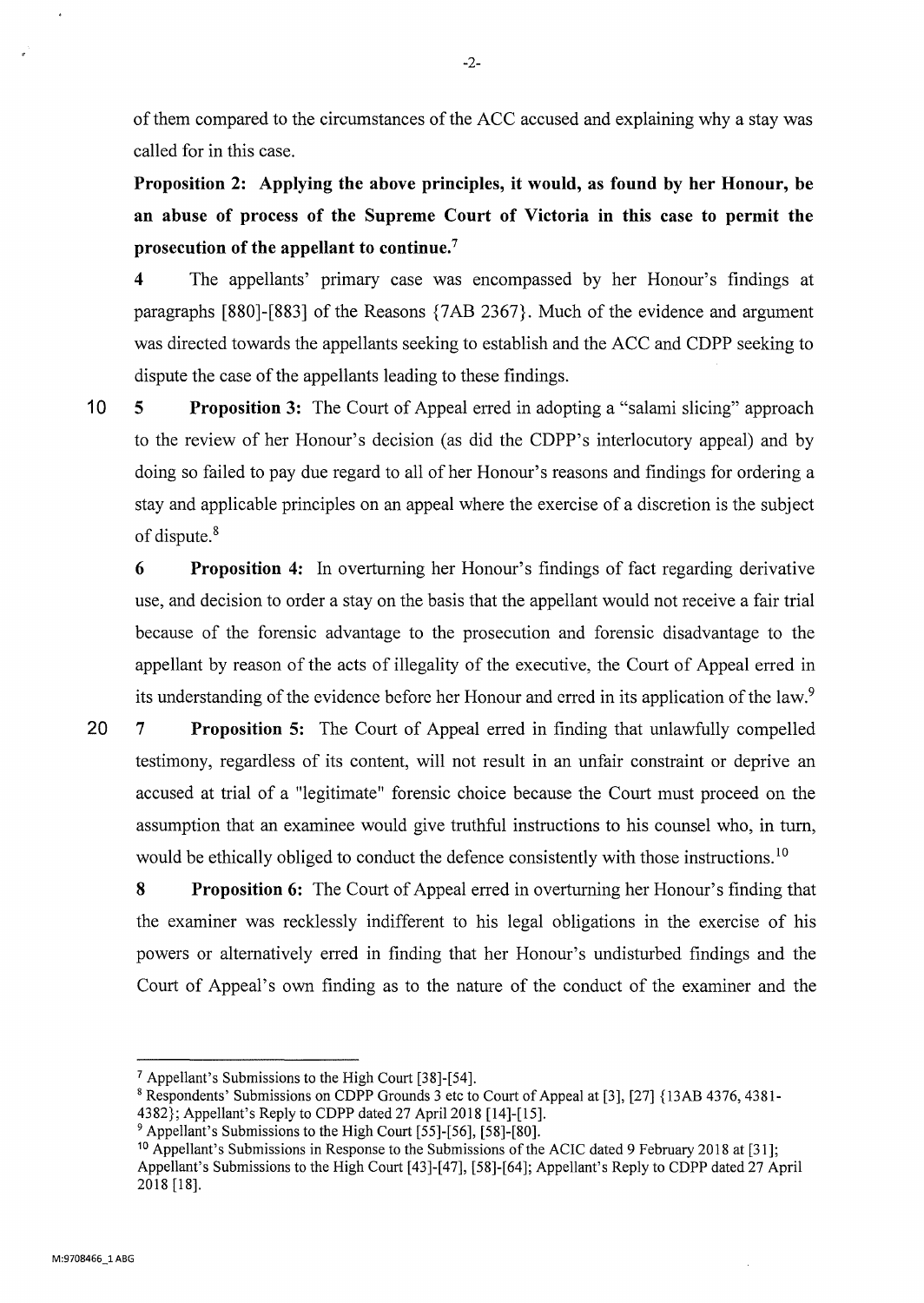of them compared to the circumstances of the ACC accused and explaining why a stay was called for in this case.

**Proposition 2: Applying the above principles, it would, as found by her Honour, be an abuse of process of the Supreme Court of Victoria in this case to permit the prosecution of the appellant to continue.**[7]

**4** The appellants' primary case was encompassed by her Honour's findings at paragraphs [880]-[883] of the Reasons {7AB 2367}. Much of the evidence and argument was directed towards the appellants seeking to establish and the ACC and CDPP seeking to dispute the case of the appellants leading to these findings.

**5** **Proposition 3:** The Court of Appeal erred in adopting a "salami slicing" approach to the review of her Honour's decision (as did the CDPP's interlocutory appeal) and by doing so failed to pay due regard to all of her Honour's reasons and findings for ordering a stay and applicable principles on an appeal where the exercise of a discretion is the subject of dispute.[8]

**6** **Proposition 4:** In overturning her Honour's findings of fact regarding derivative use, and decision to order a stay on the basis that the appellant would not receive a fair trial because of the forensic advantage to the prosecution and forensic disadvantage to the appellant by reason of the acts of illegality of the executive, the Court of Appeal erred in its understanding of the evidence before her Honour and erred in its application of the law.[9]

**7** **Proposition 5:** The Court of Appeal erred in finding that unlawfully compelled testimony, regardless of its content, will not result in an unfair constraint or deprive an accused at trial of a "legitimate" forensic choice because the Court must proceed on the assumption that an examinee would give truthful instructions to his counsel who, in turn, would be ethically obliged to conduct the defence consistently with those instructions.[10]

**8** **Proposition 6:** The Court of Appeal erred in overturning her Honour's finding that the examiner was recklessly indifferent to his legal obligations in the exercise of his powers or alternatively erred in finding that her Honour's undisturbed findings and the Court of Appeal's own finding as to the nature of the conduct of the examiner and the

---

[7] Appellant's Submissions to the High Court [38]-[54].

[8] Respondents' Submissions on CDPP Grounds 3 etc to Court of Appeal at [3], [27] {13AB 4376, 4381-4382}; Appellant's Reply to CDPP dated 27 April 2018 [14]-[15].

[9] Appellant's Submissions to the High Court [55]-[56], [58]-[80].

[10] Appellant's Submissions in Response to the Submissions of the ACIC dated 9 February 2018 at [31]; Appellant's Submissions to the High Court [43]-[47], [58]-[64]; Appellant's Reply to CDPP dated 27 April 2018 [18].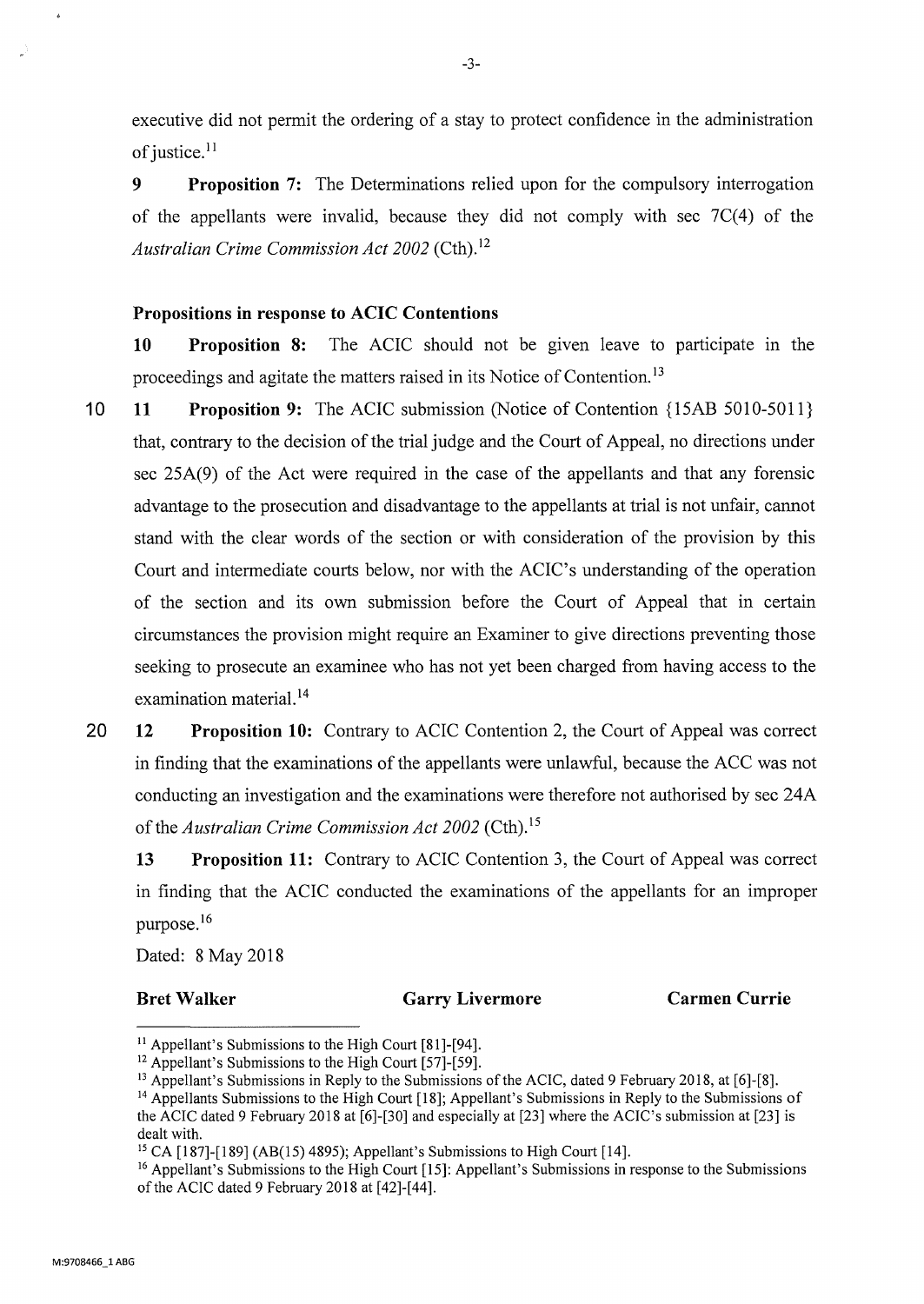executive did not permit the ordering of a stay to protect confidence in the administration of justice.[11]

**9** **Proposition 7:** The Determinations relied upon for the compulsory interrogation of the appellants were invalid, because they did not comply with sec 7C(4) of the *Australian Crime Commission Act 2002* (Cth).[12]

### Propositions in response to ACIC Contentions

**10** **Proposition 8:** The ACIC should not be given leave to participate in the proceedings and agitate the matters raised in its Notice of Contention.[13]

**11** **Proposition 9:** The ACIC submission (Notice of Contention {15AB 5010-5011} that, contrary to the decision of the trial judge and the Court of Appeal, no directions under sec 25A(9) of the Act were required in the case of the appellants and that any forensic advantage to the prosecution and disadvantage to the appellants at trial is not unfair, cannot stand with the clear words of the section or with consideration of the provision by this Court and intermediate courts below, nor with the ACIC's understanding of the operation of the section and its own submission before the Court of Appeal that in certain circumstances the provision might require an Examiner to give directions preventing those seeking to prosecute an examinee who has not yet been charged from having access to the examination material.[14]

**12** **Proposition 10:** Contrary to ACIC Contention 2, the Court of Appeal was correct in finding that the examinations of the appellants were unlawful, because the ACC was not conducting an investigation and the examinations were therefore not authorised by sec 24A of the *Australian Crime Commission Act 2002* (Cth).[15]

**13** **Proposition 11:** Contrary to ACIC Contention 3, the Court of Appeal was correct in finding that the ACIC conducted the examinations of the appellants for an improper purpose.[16]

Dated: 8 May 2018

**Bret Walker** **Garry Livermore** **Carmen Currie**

---

[11] Appellant's Submissions to the High Court [81]-[94].

[12] Appellant's Submissions to the High Court [57]-[59].

[13] Appellant's Submissions in Reply to the Submissions of the ACIC, dated 9 February 2018, at [6]-[8].

[14] Appellants Submissions to the High Court [18]; Appellant's Submissions in Reply to the Submissions of the ACIC dated 9 February 2018 at [6]-[30] and especially at [23] where the ACIC's submission at [23] is dealt with.

[15] CA [187]-[189] (AB(15) 4895); Appellant's Submissions to High Court [14].

[16] Appellant's Submissions to the High Court [15]: Appellant's Submissions in response to the Submissions of the ACIC dated 9 February 2018 at [42]-[44].